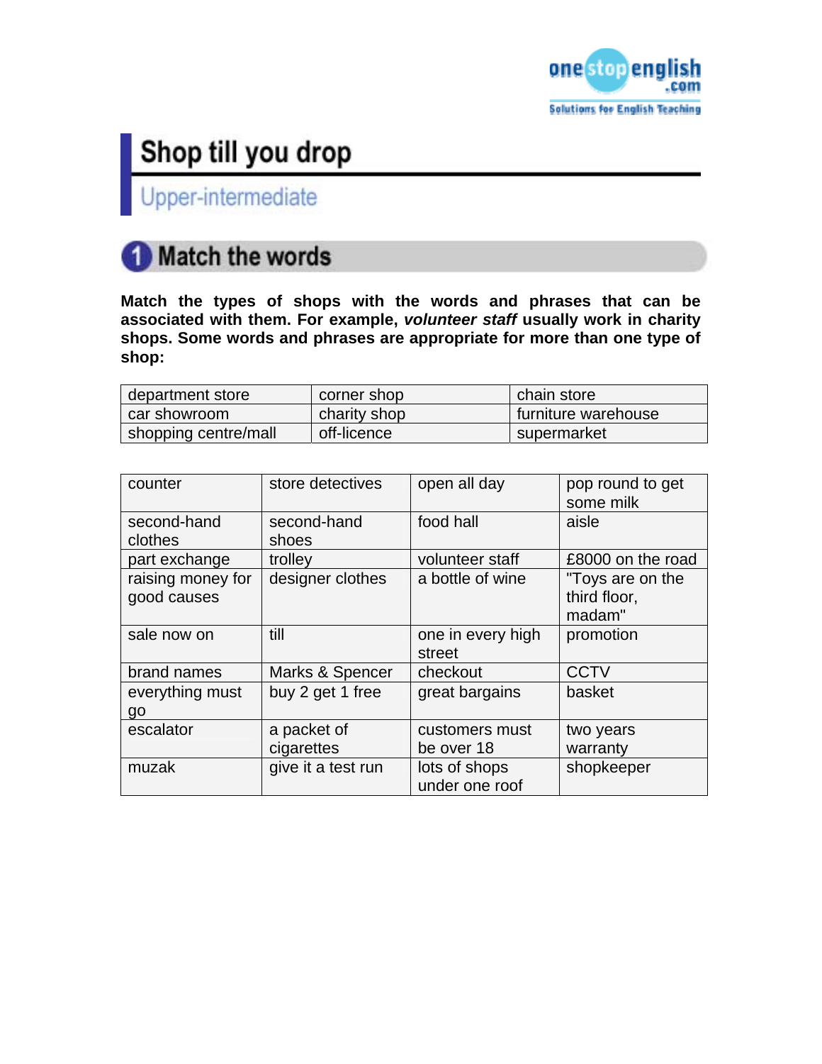# Shop till you drop

## Upper-intermediate

## 1 Match the words

**Match the types of shops with the words and phrases that can be associated with them. For example, *volunteer staff* usually work in charity shops. Some words and phrases are appropriate for more than one type of shop:**

| | | |
|---|---|---|
| department store | corner shop | chain store |
| car showroom | charity shop | furniture warehouse |
| shopping centre/mall | off-licence | supermarket |

| | | | |
|---|---|---|---|
| counter | store detectives | open all day | pop round to get some milk |
| second-hand clothes | second-hand shoes | food hall | aisle |
| part exchange | trolley | volunteer staff | £8000 on the road |
| raising money for good causes | designer clothes | a bottle of wine | "Toys are on the third floor, madam" |
| sale now on | till | one in every high street | promotion |
| brand names | Marks & Spencer | checkout | CCTV |
| everything must go | buy 2 get 1 free | great bargains | basket |
| escalator | a packet of cigarettes | customers must be over 18 | two years warranty |
| muzak | give it a test run | lots of shops under one roof | shopkeeper |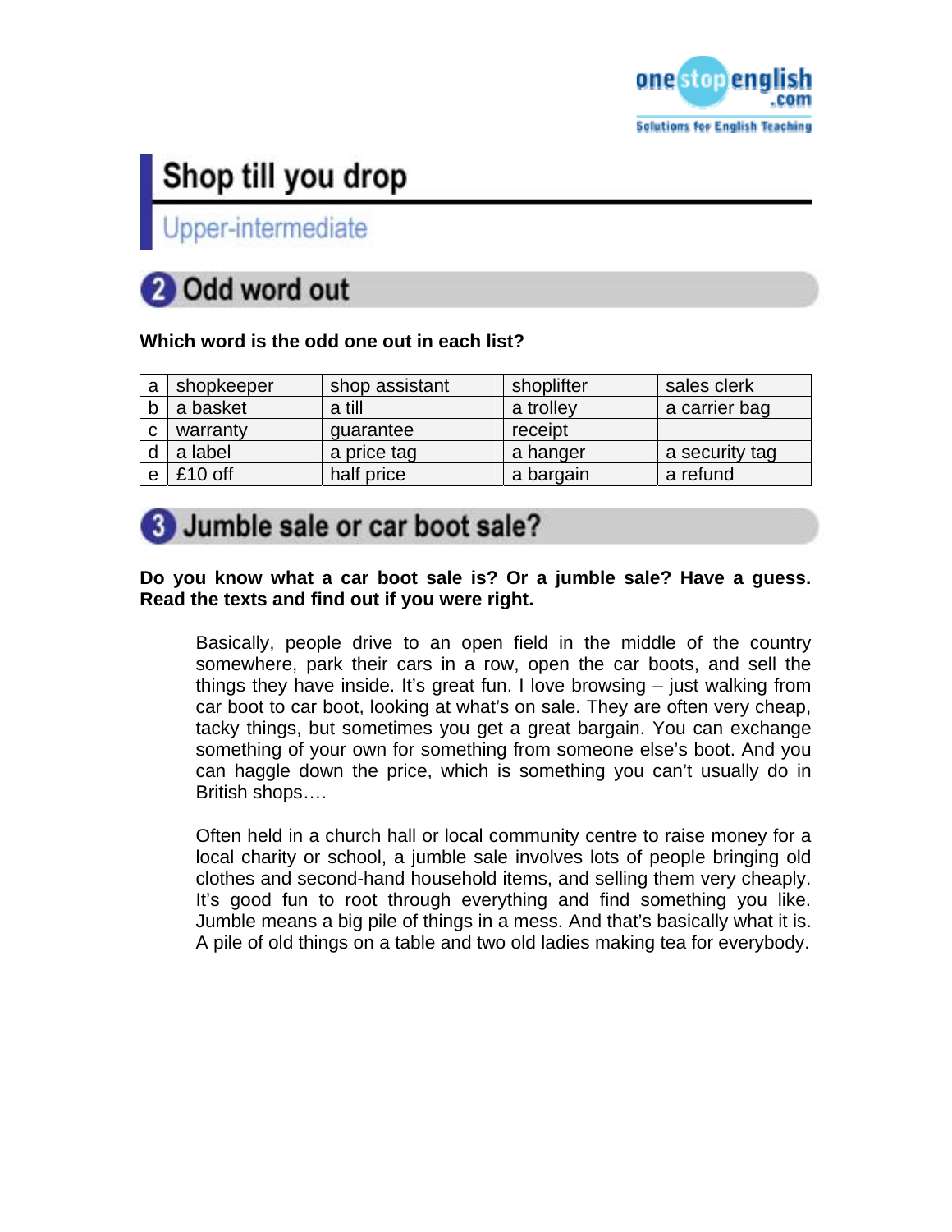# Shop till you drop

## Upper-intermediate

## 2 Odd word out

**Which word is the odd one out in each list?**

| | | | | |
|---|---|---|---|---|
| a | shopkeeper | shop assistant | shoplifter | sales clerk |
| b | a basket | a till | a trolley | a carrier bag |
| c | warranty | guarantee | receipt | |
| d | a label | a price tag | a hanger | a security tag |
| e | £10 off | half price | a bargain | a refund |

## 3 Jumble sale or car boot sale?

**Do you know what a car boot sale is? Or a jumble sale? Have a guess. Read the texts and find out if you were right.**

Basically, people drive to an open field in the middle of the country somewhere, park their cars in a row, open the car boots, and sell the things they have inside. It's great fun. I love browsing – just walking from car boot to car boot, looking at what's on sale. They are often very cheap, tacky things, but sometimes you get a great bargain. You can exchange something of your own for something from someone else's boot. And you can haggle down the price, which is something you can't usually do in British shops….

Often held in a church hall or local community centre to raise money for a local charity or school, a jumble sale involves lots of people bringing old clothes and second-hand household items, and selling them very cheaply. It's good fun to root through everything and find something you like. Jumble means a big pile of things in a mess. And that's basically what it is. A pile of old things on a table and two old ladies making tea for everybody.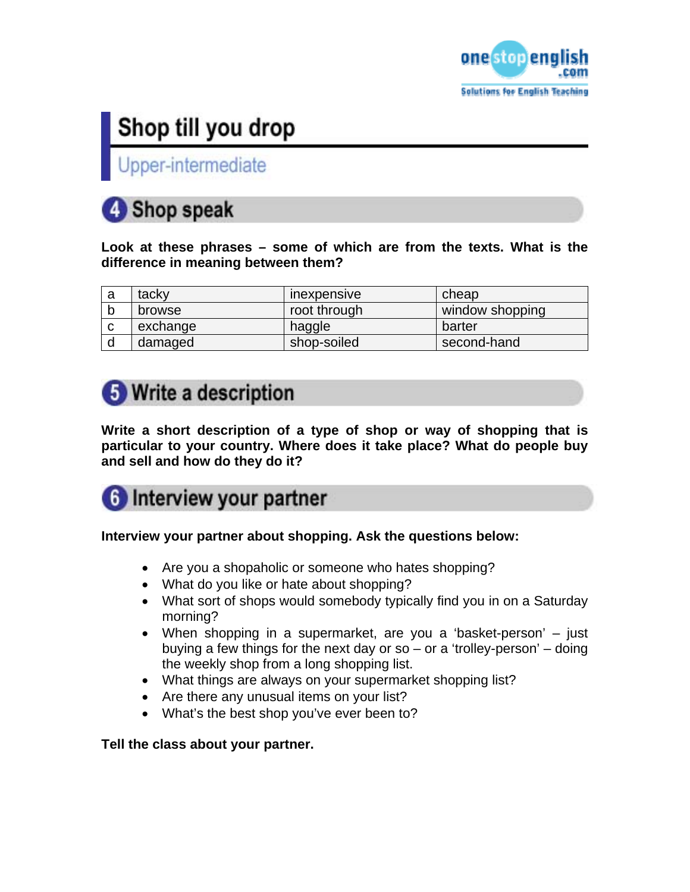# Shop till you drop

## Upper-intermediate

## 4 Shop speak

**Look at these phrases – some of which are from the texts. What is the difference in meaning between them?**

| | | | |
|---|---|---|---|
| a | tacky | inexpensive | cheap |
| b | browse | root through | window shopping |
| c | exchange | haggle | barter |
| d | damaged | shop-soiled | second-hand |

## 5 Write a description

**Write a short description of a type of shop or way of shopping that is particular to your country. Where does it take place? What do people buy and sell and how do they do it?**

## 6 Interview your partner

**Interview your partner about shopping. Ask the questions below:**

- Are you a shopaholic or someone who hates shopping?
- What do you like or hate about shopping?
- What sort of shops would somebody typically find you in on a Saturday morning?
- When shopping in a supermarket, are you a 'basket-person' – just buying a few things for the next day or so – or a 'trolley-person' – doing the weekly shop from a long shopping list.
- What things are always on your supermarket shopping list?
- Are there any unusual items on your list?
- What's the best shop you've ever been to?

**Tell the class about your partner.**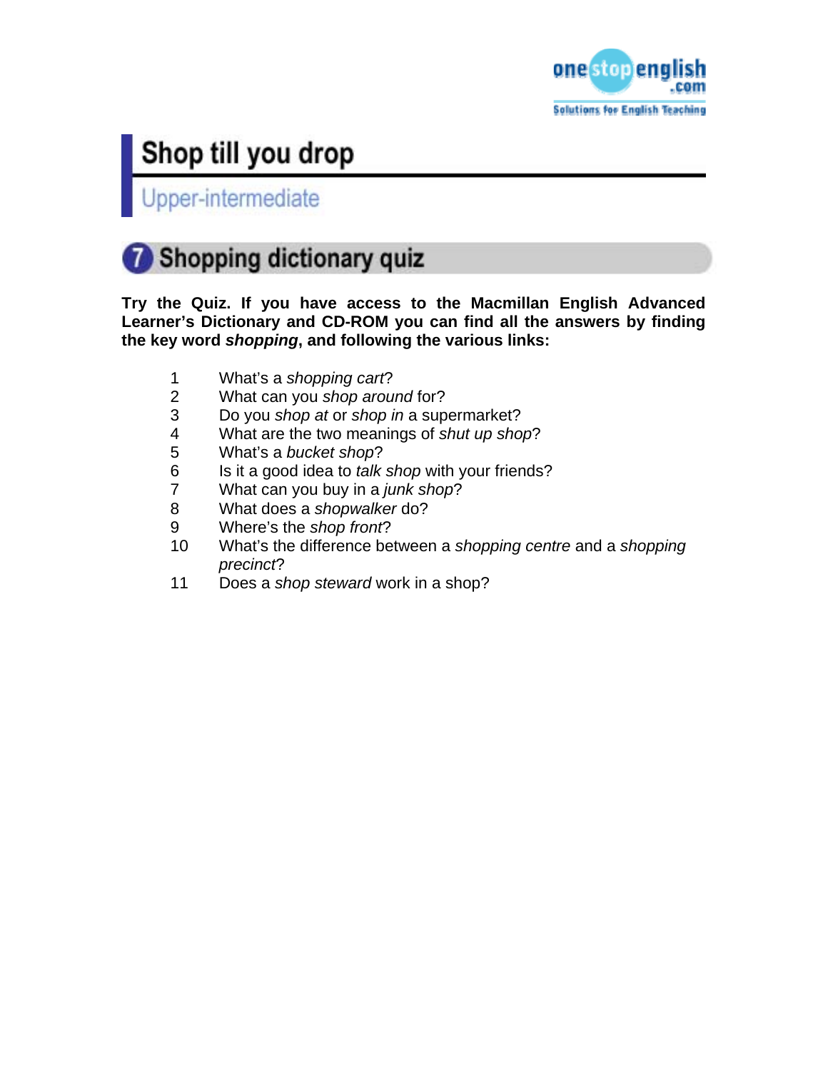# Shop till you drop

## Upper-intermediate

## 7 Shopping dictionary quiz

**Try the Quiz. If you have access to the Macmillan English Advanced Learner's Dictionary and CD-ROM you can find all the answers by finding the key word *shopping*, and following the various links:**

1. What's a *shopping cart*?
2. What can you *shop around* for?
3. Do you *shop at* or *shop in* a supermarket?
4. What are the two meanings of *shut up shop*?
5. What's a *bucket shop*?
6. Is it a good idea to *talk shop* with your friends?
7. What can you buy in a *junk shop*?
8. What does a *shopwalker* do?
9. Where's the *shop front*?
10. What's the difference between a *shopping centre* and a *shopping precinct*?
11. Does a *shop steward* work in a shop?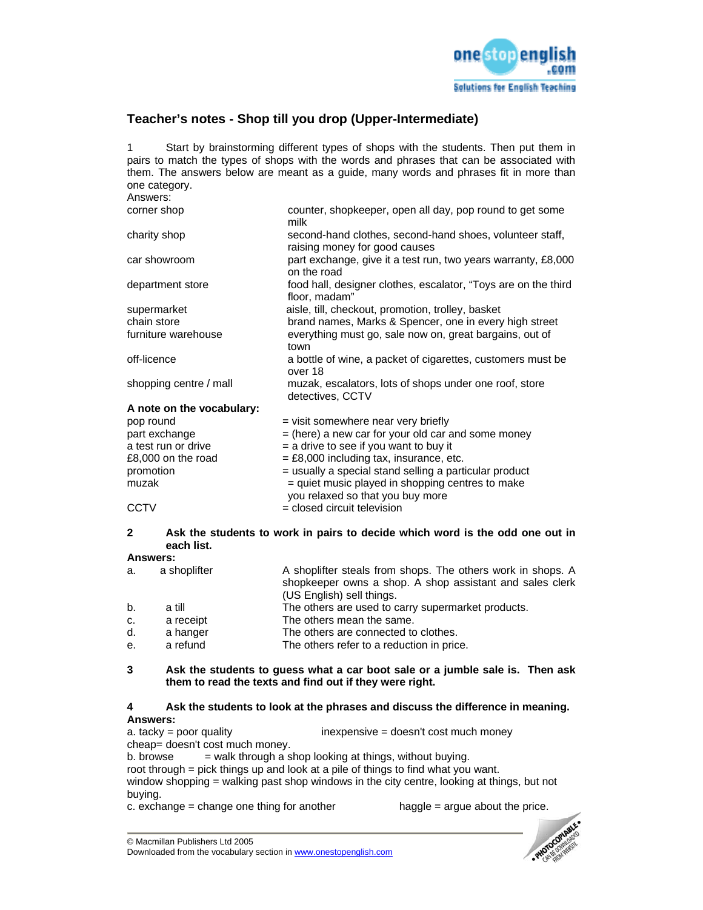## Teacher's notes - Shop till you drop (Upper-Intermediate)

1 Start by brainstorming different types of shops with the students. Then put them in pairs to match the types of shops with the words and phrases that can be associated with them. The answers below are meant as a guide, many words and phrases fit in more than one category.

Answers:

| | |
|---|---|
| corner shop | counter, shopkeeper, open all day, pop round to get some milk |
| charity shop | second-hand clothes, second-hand shoes, volunteer staff, raising money for good causes |
| car showroom | part exchange, give it a test run, two years warranty, £8,000 on the road |
| department store | food hall, designer clothes, escalator, "Toys are on the third floor, madam" |
| supermarket | aisle, till, checkout, promotion, trolley, basket |
| chain store | brand names, Marks & Spencer, one in every high street |
| furniture warehouse | everything must go, sale now on, great bargains, out of town |
| off-licence | a bottle of wine, a packet of cigarettes, customers must be over 18 |
| shopping centre / mall | muzak, escalators, lots of shops under one roof, store detectives, CCTV |

**A note on the vocabulary:**

| | |
|---|---|
| pop round | = visit somewhere near very briefly |
| part exchange | = (here) a new car for your old car and some money |
| a test run or drive | = a drive to see if you want to buy it |
| £8,000 on the road | = £8,000 including tax, insurance, etc. |
| promotion | = usually a special stand selling a particular product |
| muzak | = quiet music played in shopping centres to make you relaxed so that you buy more |
| CCTV | = closed circuit television |

**2 Ask the students to work in pairs to decide which word is the odd one out in each list.**

**Answers:**

| | | |
|---|---|---|
| a. | a shoplifter | A shoplifter steals from shops. The others work in shops. A shopkeeper owns a shop. A shop assistant and sales clerk (US English) sell things. |
| b. | a till | The others are used to carry supermarket products. |
| c. | a receipt | The others mean the same. |
| d. | a hanger | The others are connected to clothes. |
| e. | a refund | The others refer to a reduction in price. |

**3 Ask the students to guess what a car boot sale or a jumble sale is. Then ask them to read the texts and find out if they were right.**

**4 Ask the students to look at the phrases and discuss the difference in meaning.**

**Answers:**

a. tacky = poor quality  inexpensive = doesn't cost much money

cheap= doesn't cost much money.

b. browse = walk through a shop looking at things, without buying.

root through = pick things up and look at a pile of things to find what you want.

window shopping = walking past shop windows in the city centre, looking at things, but not buying.

c. exchange = change one thing for another  haggle = argue about the price.

© Macmillan Publishers Ltd 2005
Downloaded from the vocabulary section in www.onestopenglish.com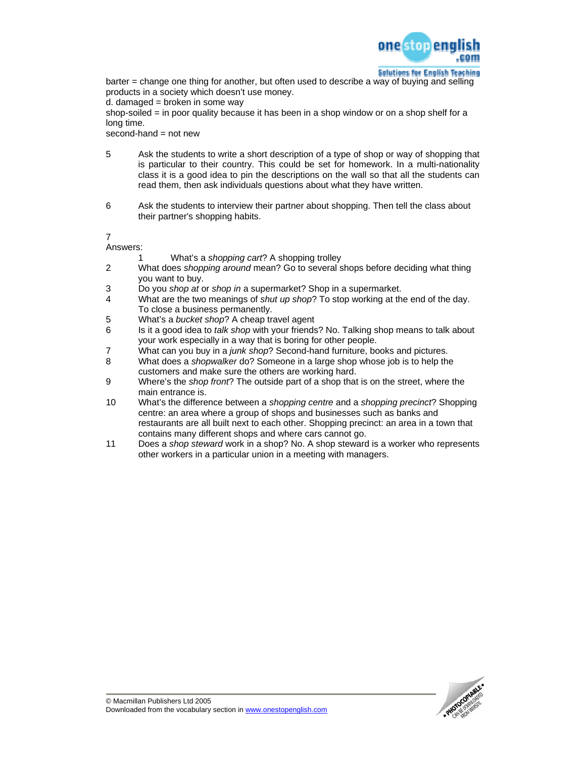barter = change one thing for another, but often used to describe a way of buying and selling products in a society which doesn't use money.
d. damaged = broken in some way
shop-soiled = in poor quality because it has been in a shop window or on a shop shelf for a long time.
second-hand = not new

5 Ask the students to write a short description of a type of shop or way of shopping that is particular to their country. This could be set for homework. In a multi-nationality class it is a good idea to pin the descriptions on the wall so that all the students can read them, then ask individuals questions about what they have written.

6 Ask the students to interview their partner about shopping. Then tell the class about their partner's shopping habits.

7
Answers:

1. What's a *shopping cart*? A shopping trolley
2. What does *shopping around* mean? Go to several shops before deciding what thing you want to buy.
3. Do you *shop at* or *shop in* a supermarket? Shop in a supermarket.
4. What are the two meanings of *shut up shop*? To stop working at the end of the day. To close a business permanently.
5. What's a *bucket shop*? A cheap travel agent
6. Is it a good idea to *talk shop* with your friends? No. Talking shop means to talk about your work especially in a way that is boring for other people.
7. What can you buy in a *junk shop*? Second-hand furniture, books and pictures.
8. What does a *shopwalker* do? Someone in a large shop whose job is to help the customers and make sure the others are working hard.
9. Where's the *shop front*? The outside part of a shop that is on the street, where the main entrance is.
10. What's the difference between a *shopping centre* and a *shopping precinct*? Shopping centre: an area where a group of shops and businesses such as banks and restaurants are all built next to each other. Shopping precinct: an area in a town that contains many different shops and where cars cannot go.
11. Does a *shop steward* work in a shop? No. A shop steward is a worker who represents other workers in a particular union in a meeting with managers.